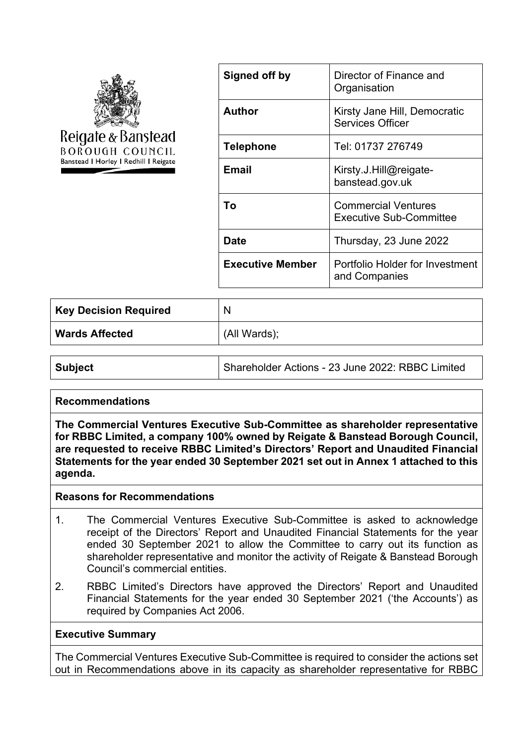Reigate & Banstead
BOROUGH COUNCIL
Banstead | Horley | Redhill | Reigate

| | |
|---|---|
| **Signed off by** | Director of Finance and Organisation |
| **Author** | Kirsty Jane Hill, Democratic Services Officer |
| **Telephone** | Tel: 01737 276749 |
| **Email** | Kirsty.J.Hill@reigate-banstead.gov.uk |
| **To** | Commercial Ventures Executive Sub-Committee |
| **Date** | Thursday, 23 June 2022 |
| **Executive Member** | Portfolio Holder for Investment and Companies |

| | |
|---|---|
| **Key Decision Required** | N |
| **Wards Affected** | (All Wards); |

| | |
|---|---|
| **Subject** | Shareholder Actions - 23 June 2022: RBBC Limited |

**Recommendations**

**The Commercial Ventures Executive Sub-Committee as shareholder representative for RBBC Limited, a company 100% owned by Reigate & Banstead Borough Council, are requested to receive RBBC Limited's Directors' Report and Unaudited Financial Statements for the year ended 30 September 2021 set out in Annex 1 attached to this agenda.**

**Reasons for Recommendations**

1. The Commercial Ventures Executive Sub-Committee is asked to acknowledge receipt of the Directors' Report and Unaudited Financial Statements for the year ended 30 September 2021 to allow the Committee to carry out its function as shareholder representative and monitor the activity of Reigate & Banstead Borough Council's commercial entities.
2. RBBC Limited's Directors have approved the Directors' Report and Unaudited Financial Statements for the year ended 30 September 2021 ('the Accounts') as required by Companies Act 2006.

**Executive Summary**

The Commercial Ventures Executive Sub-Committee is required to consider the actions set out in Recommendations above in its capacity as shareholder representative for RBBC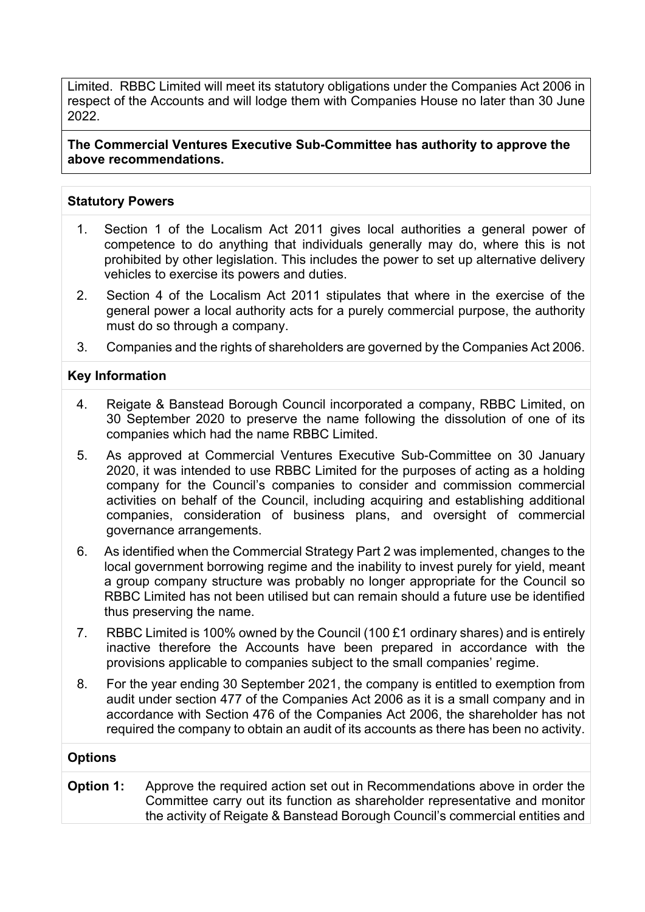Limited. RBBC Limited will meet its statutory obligations under the Companies Act 2006 in respect of the Accounts and will lodge them with Companies House no later than 30 June 2022.

**The Commercial Ventures Executive Sub-Committee has authority to approve the above recommendations.**

## Statutory Powers

1. Section 1 of the Localism Act 2011 gives local authorities a general power of competence to do anything that individuals generally may do, where this is not prohibited by other legislation. This includes the power to set up alternative delivery vehicles to exercise its powers and duties.
2. Section 4 of the Localism Act 2011 stipulates that where in the exercise of the general power a local authority acts for a purely commercial purpose, the authority must do so through a company.
3. Companies and the rights of shareholders are governed by the Companies Act 2006.

## Key Information

4. Reigate & Banstead Borough Council incorporated a company, RBBC Limited, on 30 September 2020 to preserve the name following the dissolution of one of its companies which had the name RBBC Limited.
5. As approved at Commercial Ventures Executive Sub-Committee on 30 January 2020, it was intended to use RBBC Limited for the purposes of acting as a holding company for the Council's companies to consider and commission commercial activities on behalf of the Council, including acquiring and establishing additional companies, consideration of business plans, and oversight of commercial governance arrangements.
6. As identified when the Commercial Strategy Part 2 was implemented, changes to the local government borrowing regime and the inability to invest purely for yield, meant a group company structure was probably no longer appropriate for the Council so RBBC Limited has not been utilised but can remain should a future use be identified thus preserving the name.
7. RBBC Limited is 100% owned by the Council (100 £1 ordinary shares) and is entirely inactive therefore the Accounts have been prepared in accordance with the provisions applicable to companies subject to the small companies' regime.
8. For the year ending 30 September 2021, the company is entitled to exemption from audit under section 477 of the Companies Act 2006 as it is a small company and in accordance with Section 476 of the Companies Act 2006, the shareholder has not required the company to obtain an audit of its accounts as there has been no activity.

## Options

**Option 1:** Approve the required action set out in Recommendations above in order the Committee carry out its function as shareholder representative and monitor the activity of Reigate & Banstead Borough Council's commercial entities and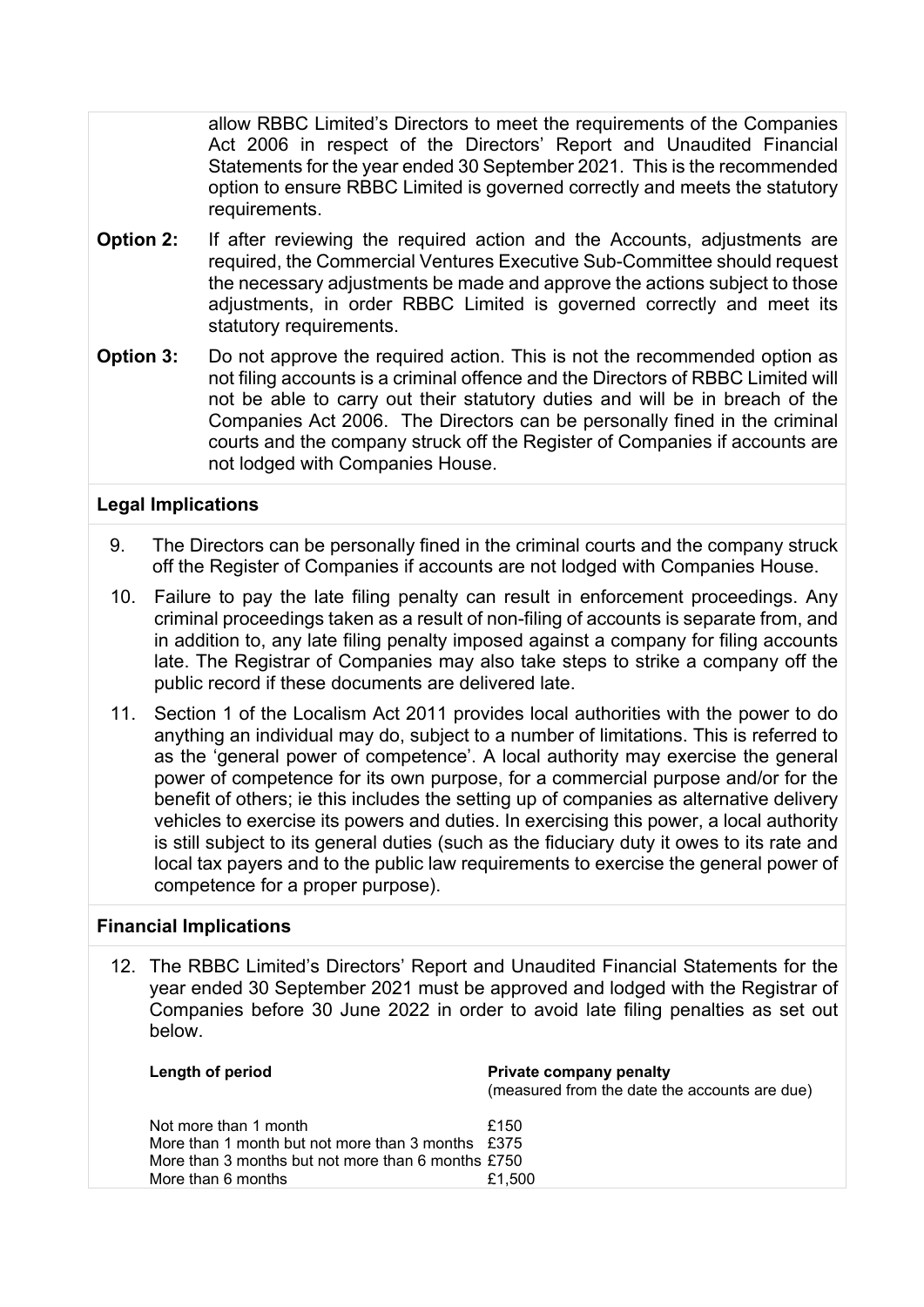allow RBBC Limited's Directors to meet the requirements of the Companies Act 2006 in respect of the Directors' Report and Unaudited Financial Statements for the year ended 30 September 2021. This is the recommended option to ensure RBBC Limited is governed correctly and meets the statutory requirements.

**Option 2:** If after reviewing the required action and the Accounts, adjustments are required, the Commercial Ventures Executive Sub-Committee should request the necessary adjustments be made and approve the actions subject to those adjustments, in order RBBC Limited is governed correctly and meet its statutory requirements.

**Option 3:** Do not approve the required action. This is not the recommended option as not filing accounts is a criminal offence and the Directors of RBBC Limited will not be able to carry out their statutory duties and will be in breach of the Companies Act 2006. The Directors can be personally fined in the criminal courts and the company struck off the Register of Companies if accounts are not lodged with Companies House.

## Legal Implications

9. The Directors can be personally fined in the criminal courts and the company struck off the Register of Companies if accounts are not lodged with Companies House.

10. Failure to pay the late filing penalty can result in enforcement proceedings. Any criminal proceedings taken as a result of non-filing of accounts is separate from, and in addition to, any late filing penalty imposed against a company for filing accounts late. The Registrar of Companies may also take steps to strike a company off the public record if these documents are delivered late.

11. Section 1 of the Localism Act 2011 provides local authorities with the power to do anything an individual may do, subject to a number of limitations. This is referred to as the 'general power of competence'. A local authority may exercise the general power of competence for its own purpose, for a commercial purpose and/or for the benefit of others; ie this includes the setting up of companies as alternative delivery vehicles to exercise its powers and duties. In exercising this power, a local authority is still subject to its general duties (such as the fiduciary duty it owes to its rate and local tax payers and to the public law requirements to exercise the general power of competence for a proper purpose).

## Financial Implications

12. The RBBC Limited's Directors' Report and Unaudited Financial Statements for the year ended 30 September 2021 must be approved and lodged with the Registrar of Companies before 30 June 2022 in order to avoid late filing penalties as set out below.

| **Length of period** | **Private company penalty** (measured from the date the accounts are due) |
| --- | --- |
| Not more than 1 month | £150 |
| More than 1 month but not more than 3 months | £375 |
| More than 3 months but not more than 6 months | £750 |
| More than 6 months | £1,500 |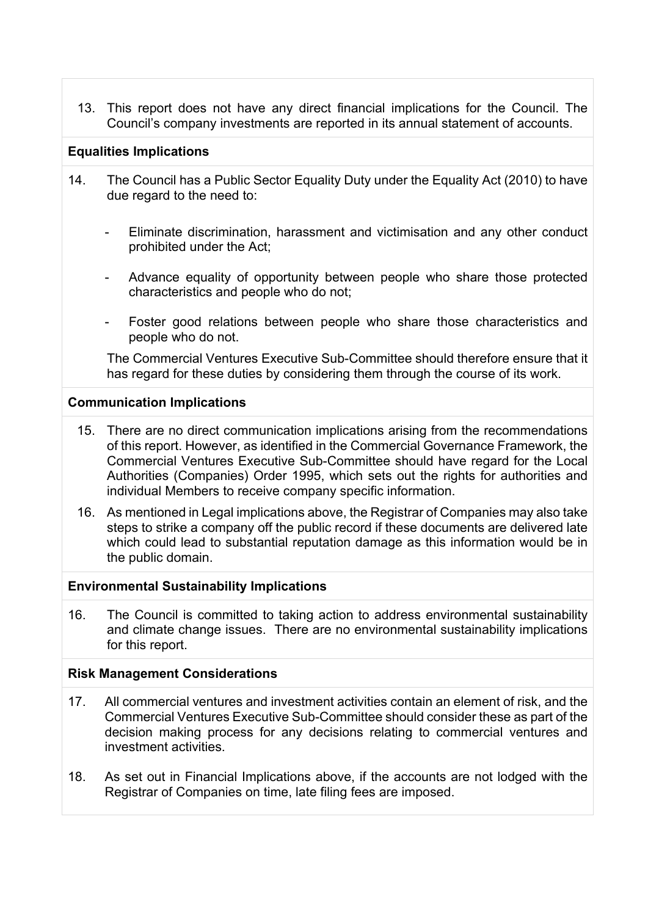13. This report does not have any direct financial implications for the Council. The Council's company investments are reported in its annual statement of accounts.

**Equalities Implications**

14. The Council has a Public Sector Equality Duty under the Equality Act (2010) to have due regard to the need to:

    - Eliminate discrimination, harassment and victimisation and any other conduct prohibited under the Act;

    - Advance equality of opportunity between people who share those protected characteristics and people who do not;

    - Foster good relations between people who share those characteristics and people who do not.

    The Commercial Ventures Executive Sub-Committee should therefore ensure that it has regard for these duties by considering them through the course of its work.

**Communication Implications**

15. There are no direct communication implications arising from the recommendations of this report. However, as identified in the Commercial Governance Framework, the Commercial Ventures Executive Sub-Committee should have regard for the Local Authorities (Companies) Order 1995, which sets out the rights for authorities and individual Members to receive company specific information.

16. As mentioned in Legal implications above, the Registrar of Companies may also take steps to strike a company off the public record if these documents are delivered late which could lead to substantial reputation damage as this information would be in the public domain.

**Environmental Sustainability Implications**

16. The Council is committed to taking action to address environmental sustainability and climate change issues. There are no environmental sustainability implications for this report.

**Risk Management Considerations**

17. All commercial ventures and investment activities contain an element of risk, and the Commercial Ventures Executive Sub-Committee should consider these as part of the decision making process for any decisions relating to commercial ventures and investment activities.

18. As set out in Financial Implications above, if the accounts are not lodged with the Registrar of Companies on time, late filing fees are imposed.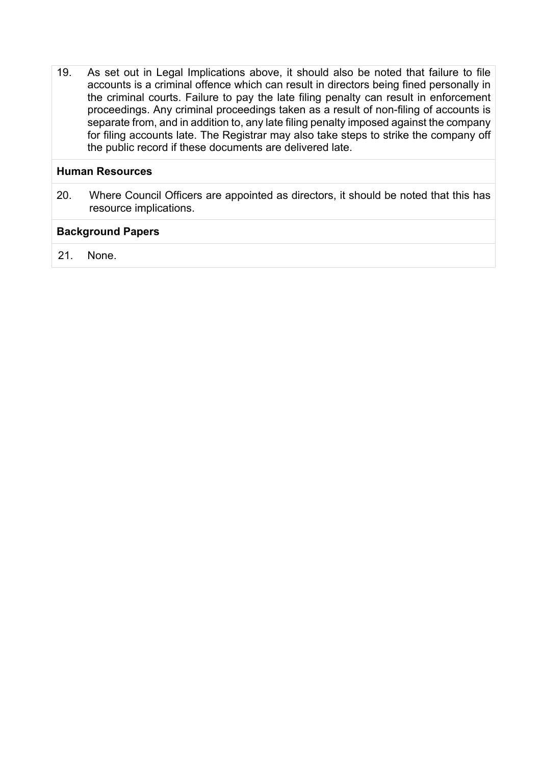19. As set out in Legal Implications above, it should also be noted that failure to file accounts is a criminal offence which can result in directors being fined personally in the criminal courts. Failure to pay the late filing penalty can result in enforcement proceedings. Any criminal proceedings taken as a result of non-filing of accounts is separate from, and in addition to, any late filing penalty imposed against the company for filing accounts late. The Registrar may also take steps to strike the company off the public record if these documents are delivered late.

**Human Resources**

20. Where Council Officers are appointed as directors, it should be noted that this has resource implications.

**Background Papers**

21. None.